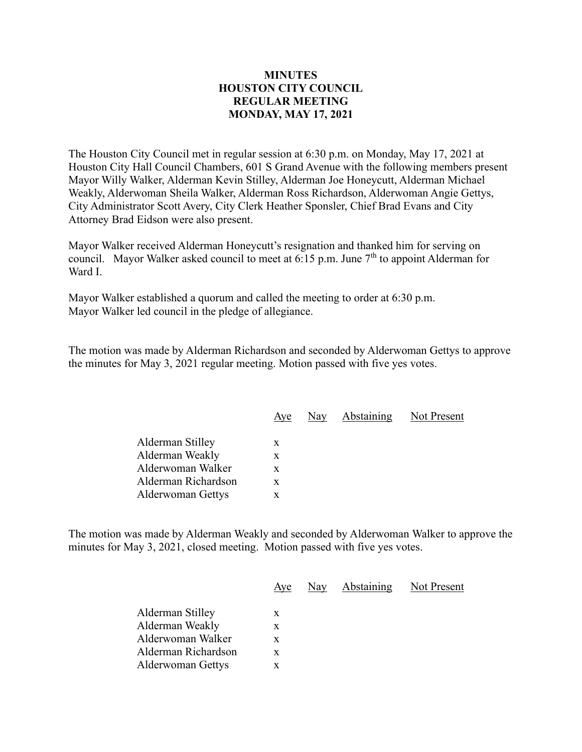# MINUTES
# HOUSTON CITY COUNCIL
# REGULAR MEETING
# MONDAY, MAY 17, 2021

The Houston City Council met in regular session at 6:30 p.m. on Monday, May 17, 2021 at Houston City Hall Council Chambers, 601 S Grand Avenue with the following members present Mayor Willy Walker, Alderman Kevin Stilley, Alderman Joe Honeycutt, Alderman Michael Weakly, Alderwoman Sheila Walker, Alderman Ross Richardson, Alderwoman Angie Gettys, City Administrator Scott Avery, City Clerk Heather Sponsler, Chief Brad Evans and City Attorney Brad Eidson were also present.

Mayor Walker received Alderman Honeycutt's resignation and thanked him for serving on council. Mayor Walker asked council to meet at 6:15 p.m. June 7th to appoint Alderman for Ward I.

Mayor Walker established a quorum and called the meeting to order at 6:30 p.m.
Mayor Walker led council in the pledge of allegiance.

The motion was made by Alderman Richardson and seconded by Alderwoman Gettys to approve the minutes for May 3, 2021 regular meeting. Motion passed with five yes votes.

| | Aye | Nay | Abstaining | Not Present |
|---|---|---|---|---|
| Alderman Stilley | x | | | |
| Alderman Weakly | x | | | |
| Alderwoman Walker | x | | | |
| Alderman Richardson | x | | | |
| Alderwoman Gettys | x | | | |

The motion was made by Alderman Weakly and seconded by Alderwoman Walker to approve the minutes for May 3, 2021, closed meeting. Motion passed with five yes votes.

| | Aye | Nay | Abstaining | Not Present |
|---|---|---|---|---|
| Alderman Stilley | x | | | |
| Alderman Weakly | x | | | |
| Alderwoman Walker | x | | | |
| Alderman Richardson | x | | | |
| Alderwoman Gettys | x | | | |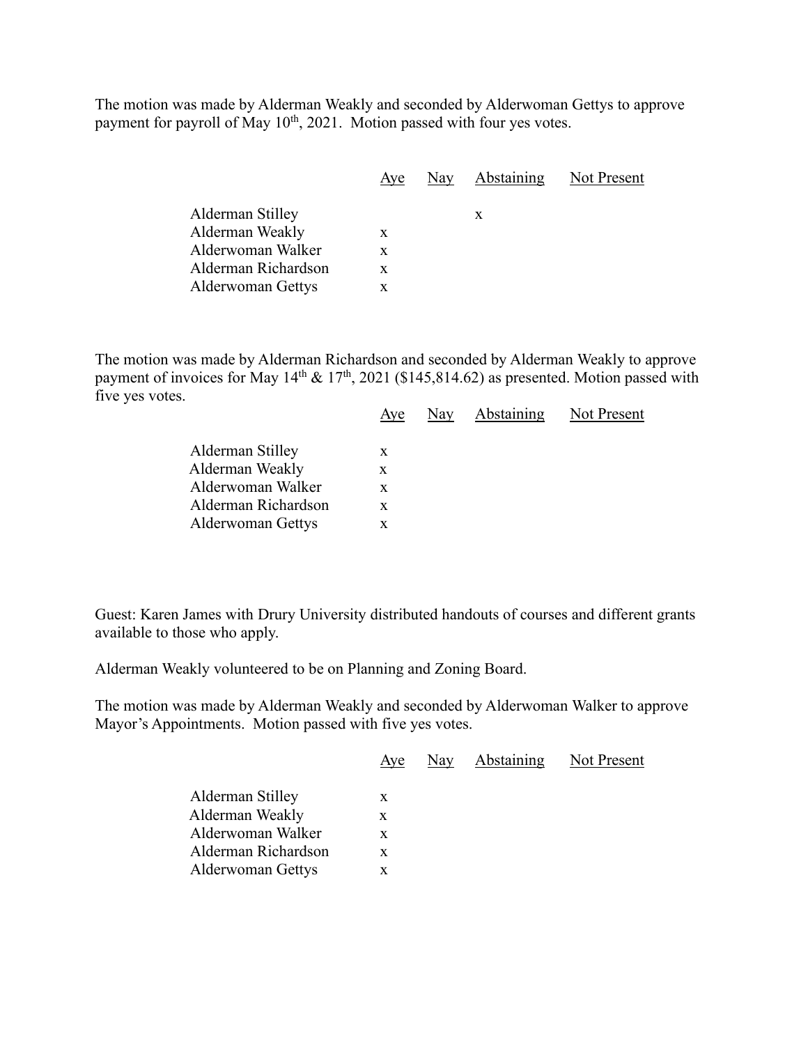The motion was made by Alderman Weakly and seconded by Alderwoman Gettys to approve payment for payroll of May 10th, 2021. Motion passed with four yes votes.

| | Aye | Nay | Abstaining | Not Present |
|---|---|---|---|---|
| Alderman Stilley | | | x | |
| Alderman Weakly | x | | | |
| Alderwoman Walker | x | | | |
| Alderman Richardson | x | | | |
| Alderwoman Gettys | x | | | |

The motion was made by Alderman Richardson and seconded by Alderman Weakly to approve payment of invoices for May 14th & 17th, 2021 ($145,814.62) as presented. Motion passed with five yes votes.

| | Aye | Nay | Abstaining | Not Present |
|---|---|---|---|---|
| Alderman Stilley | x | | | |
| Alderman Weakly | x | | | |
| Alderwoman Walker | x | | | |
| Alderman Richardson | x | | | |
| Alderwoman Gettys | x | | | |

Guest: Karen James with Drury University distributed handouts of courses and different grants available to those who apply.

Alderman Weakly volunteered to be on Planning and Zoning Board.

The motion was made by Alderman Weakly and seconded by Alderwoman Walker to approve Mayor's Appointments. Motion passed with five yes votes.

| | Aye | Nay | Abstaining | Not Present |
|---|---|---|---|---|
| Alderman Stilley | x | | | |
| Alderman Weakly | x | | | |
| Alderwoman Walker | x | | | |
| Alderman Richardson | x | | | |
| Alderwoman Gettys | x | | | |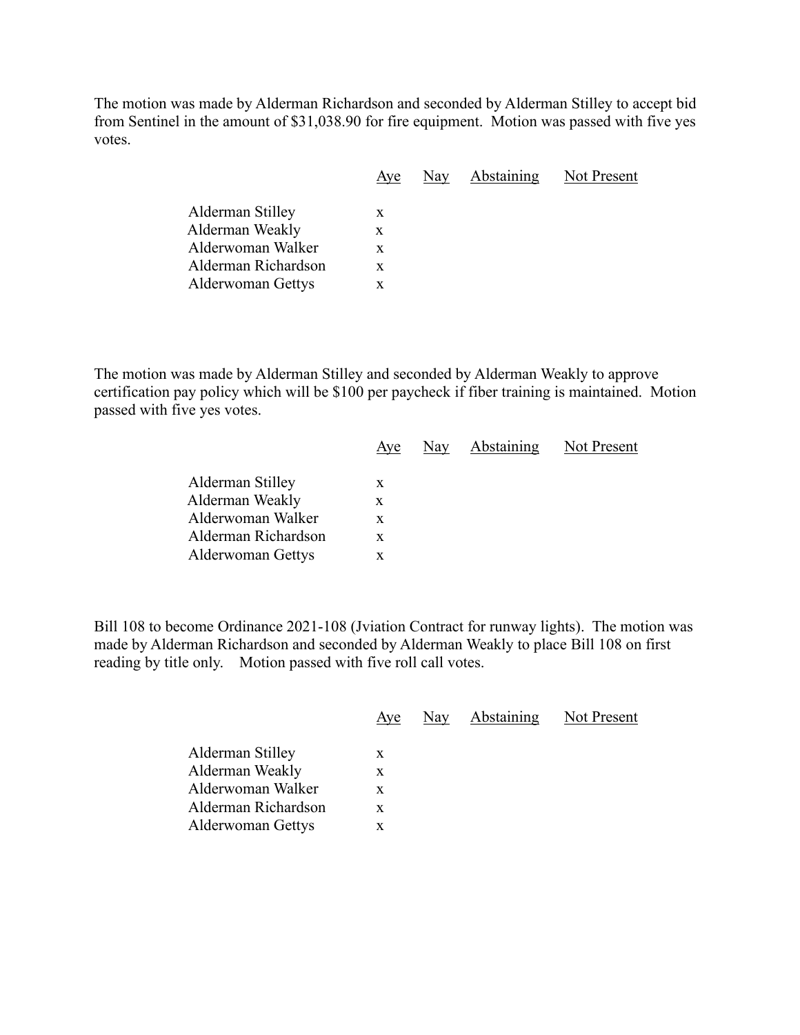The motion was made by Alderman Richardson and seconded by Alderman Stilley to accept bid from Sentinel in the amount of $31,038.90 for fire equipment. Motion was passed with five yes votes.

| | Aye | Nay | Abstaining | Not Present |
|---|---|---|---|---|
| Alderman Stilley | x | | | |
| Alderman Weakly | x | | | |
| Alderwoman Walker | x | | | |
| Alderman Richardson | x | | | |
| Alderwoman Gettys | x | | | |

The motion was made by Alderman Stilley and seconded by Alderman Weakly to approve certification pay policy which will be $100 per paycheck if fiber training is maintained. Motion passed with five yes votes.

| | Aye | Nay | Abstaining | Not Present |
|---|---|---|---|---|
| Alderman Stilley | x | | | |
| Alderman Weakly | x | | | |
| Alderwoman Walker | x | | | |
| Alderman Richardson | x | | | |
| Alderwoman Gettys | x | | | |

Bill 108 to become Ordinance 2021-108 (Jviation Contract for runway lights). The motion was made by Alderman Richardson and seconded by Alderman Weakly to place Bill 108 on first reading by title only. Motion passed with five roll call votes.

| | Aye | Nay | Abstaining | Not Present |
|---|---|---|---|---|
| Alderman Stilley | x | | | |
| Alderman Weakly | x | | | |
| Alderwoman Walker | x | | | |
| Alderman Richardson | x | | | |
| Alderwoman Gettys | x | | | |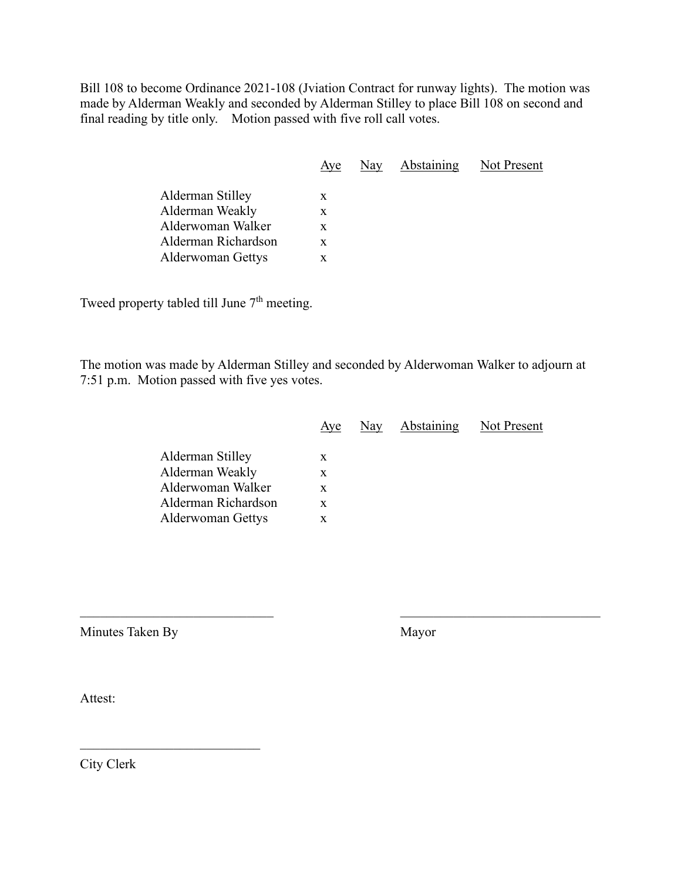Bill 108 to become Ordinance 2021-108 (Jviation Contract for runway lights). The motion was made by Alderman Weakly and seconded by Alderman Stilley to place Bill 108 on second and final reading by title only. Motion passed with five roll call votes.

| | Aye | Nay | Abstaining | Not Present |
|---|---|---|---|---|
| Alderman Stilley | x | | | |
| Alderman Weakly | x | | | |
| Alderwoman Walker | x | | | |
| Alderman Richardson | x | | | |
| Alderwoman Gettys | x | | | |

Tweed property tabled till June 7th meeting.

The motion was made by Alderman Stilley and seconded by Alderwoman Walker to adjourn at 7:51 p.m. Motion passed with five yes votes.

| | Aye | Nay | Abstaining | Not Present |
|---|---|---|---|---|
| Alderman Stilley | x | | | |
| Alderman Weakly | x | | | |
| Alderwoman Walker | x | | | |
| Alderman Richardson | x | | | |
| Alderwoman Gettys | x | | | |

______________________________ ______________________________

Minutes Taken By Mayor

Attest:

____________________________

City Clerk